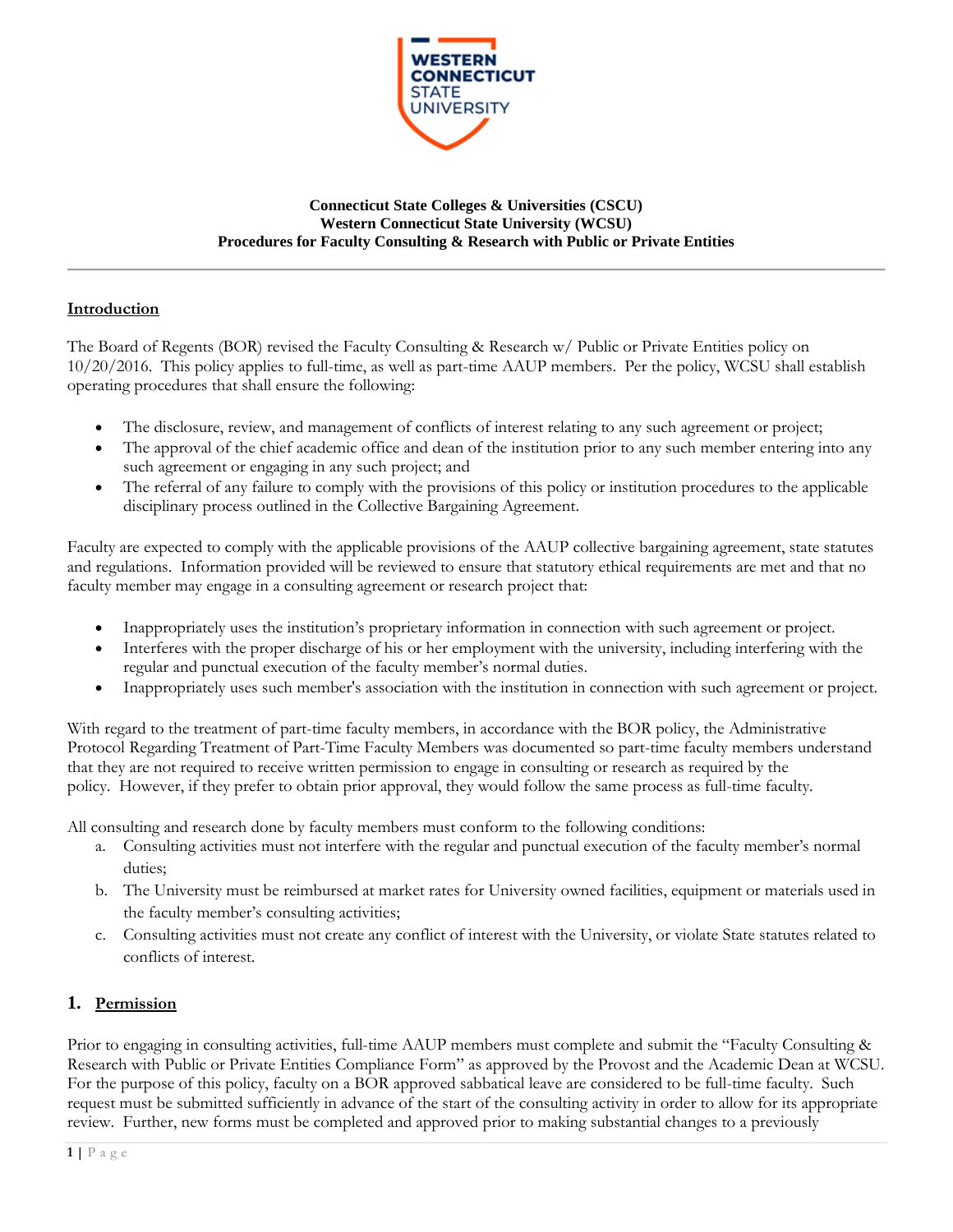**Connecticut State Colleges & Universities (CSCU)**
**Western Connecticut State University (WCSU)**
**Procedures for Faculty Consulting & Research with Public or Private Entities**

---

## Introduction

The Board of Regents (BOR) revised the Faculty Consulting & Research w/ Public or Private Entities policy on 10/20/2016. This policy applies to full-time, as well as part-time AAUP members. Per the policy, WCSU shall establish operating procedures that shall ensure the following:

- The disclosure, review, and management of conflicts of interest relating to any such agreement or project;
- The approval of the chief academic office and dean of the institution prior to any such member entering into any such agreement or engaging in any such project; and
- The referral of any failure to comply with the provisions of this policy or institution procedures to the applicable disciplinary process outlined in the Collective Bargaining Agreement.

Faculty are expected to comply with the applicable provisions of the AAUP collective bargaining agreement, state statutes and regulations. Information provided will be reviewed to ensure that statutory ethical requirements are met and that no faculty member may engage in a consulting agreement or research project that:

- Inappropriately uses the institution's proprietary information in connection with such agreement or project.
- Interferes with the proper discharge of his or her employment with the university, including interfering with the regular and punctual execution of the faculty member's normal duties.
- Inappropriately uses such member's association with the institution in connection with such agreement or project.

With regard to the treatment of part-time faculty members, in accordance with the BOR policy, the Administrative Protocol Regarding Treatment of Part-Time Faculty Members was documented so part-time faculty members understand that they are not required to receive written permission to engage in consulting or research as required by the policy. However, if they prefer to obtain prior approval, they would follow the same process as full-time faculty.

All consulting and research done by faculty members must conform to the following conditions:

a. Consulting activities must not interfere with the regular and punctual execution of the faculty member's normal duties;
b. The University must be reimbursed at market rates for University owned facilities, equipment or materials used in the faculty member's consulting activities;
c. Consulting activities must not create any conflict of interest with the University, or violate State statutes related to conflicts of interest.

## 1. Permission

Prior to engaging in consulting activities, full-time AAUP members must complete and submit the "Faculty Consulting & Research with Public or Private Entities Compliance Form" as approved by the Provost and the Academic Dean at WCSU. For the purpose of this policy, faculty on a BOR approved sabbatical leave are considered to be full-time faculty. Such request must be submitted sufficiently in advance of the start of the consulting activity in order to allow for its appropriate review. Further, new forms must be completed and approved prior to making substantial changes to a previously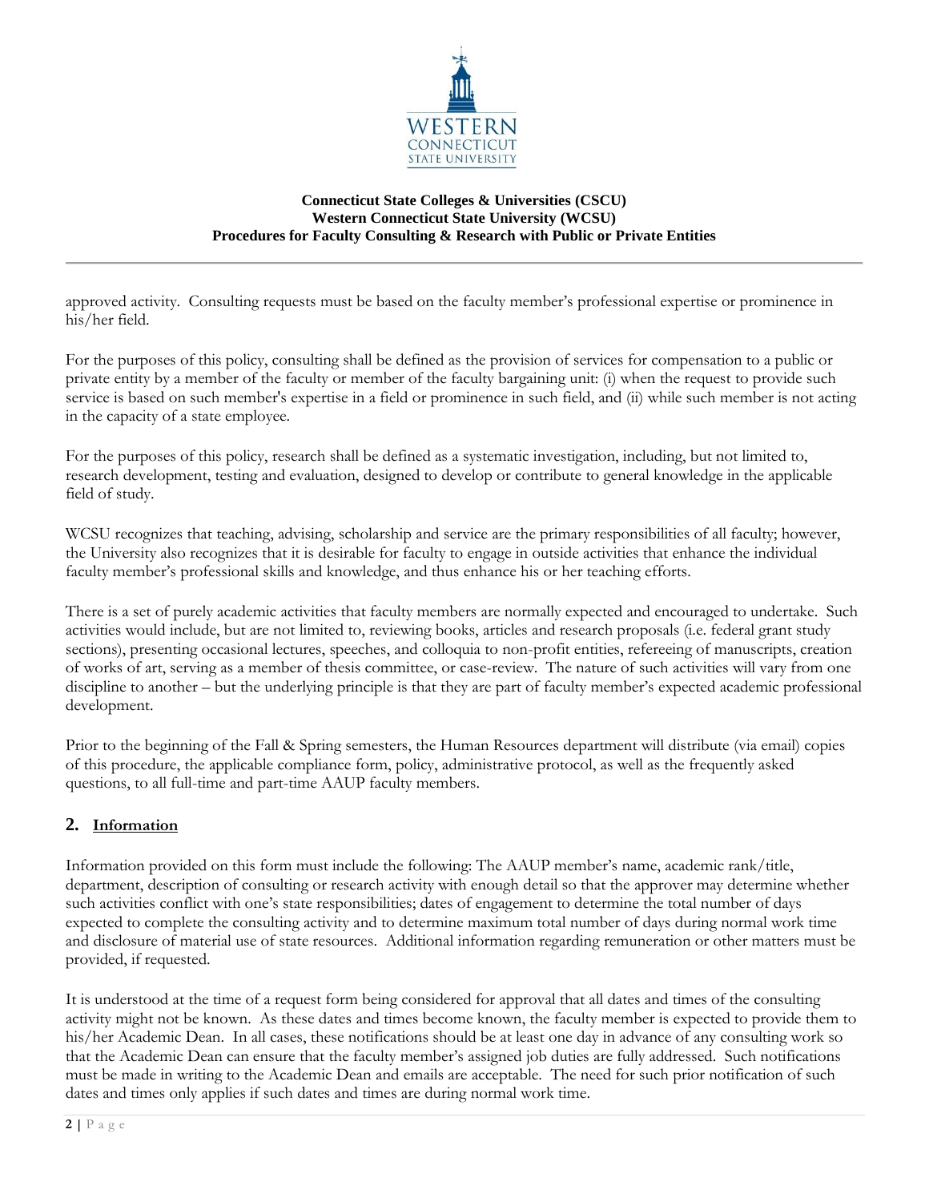approved activity. Consulting requests must be based on the faculty member's professional expertise or prominence in his/her field.

For the purposes of this policy, consulting shall be defined as the provision of services for compensation to a public or private entity by a member of the faculty or member of the faculty bargaining unit: (i) when the request to provide such service is based on such member's expertise in a field or prominence in such field, and (ii) while such member is not acting in the capacity of a state employee.

For the purposes of this policy, research shall be defined as a systematic investigation, including, but not limited to, research development, testing and evaluation, designed to develop or contribute to general knowledge in the applicable field of study.

WCSU recognizes that teaching, advising, scholarship and service are the primary responsibilities of all faculty; however, the University also recognizes that it is desirable for faculty to engage in outside activities that enhance the individual faculty member's professional skills and knowledge, and thus enhance his or her teaching efforts.

There is a set of purely academic activities that faculty members are normally expected and encouraged to undertake. Such activities would include, but are not limited to, reviewing books, articles and research proposals (i.e. federal grant study sections), presenting occasional lectures, speeches, and colloquia to non-profit entities, refereeing of manuscripts, creation of works of art, serving as a member of thesis committee, or case-review. The nature of such activities will vary from one discipline to another – but the underlying principle is that they are part of faculty member's expected academic professional development.

Prior to the beginning of the Fall & Spring semesters, the Human Resources department will distribute (via email) copies of this procedure, the applicable compliance form, policy, administrative protocol, as well as the frequently asked questions, to all full-time and part-time AAUP faculty members.

## 2. Information

Information provided on this form must include the following: The AAUP member's name, academic rank/title, department, description of consulting or research activity with enough detail so that the approver may determine whether such activities conflict with one's state responsibilities; dates of engagement to determine the total number of days expected to complete the consulting activity and to determine maximum total number of days during normal work time and disclosure of material use of state resources. Additional information regarding remuneration or other matters must be provided, if requested.

It is understood at the time of a request form being considered for approval that all dates and times of the consulting activity might not be known. As these dates and times become known, the faculty member is expected to provide them to his/her Academic Dean. In all cases, these notifications should be at least one day in advance of any consulting work so that the Academic Dean can ensure that the faculty member's assigned job duties are fully addressed. Such notifications must be made in writing to the Academic Dean and emails are acceptable. The need for such prior notification of such dates and times only applies if such dates and times are during normal work time.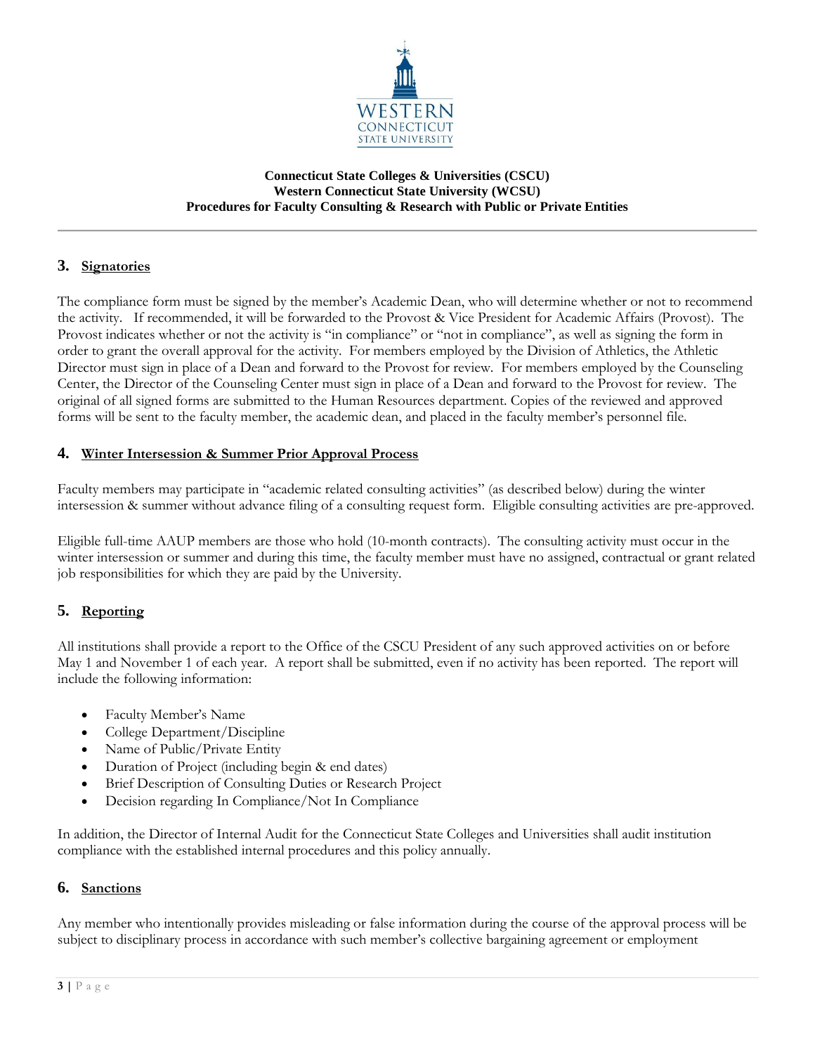### 3. Signatories

The compliance form must be signed by the member's Academic Dean, who will determine whether or not to recommend the activity. If recommended, it will be forwarded to the Provost & Vice President for Academic Affairs (Provost). The Provost indicates whether or not the activity is "in compliance" or "not in compliance", as well as signing the form in order to grant the overall approval for the activity. For members employed by the Division of Athletics, the Athletic Director must sign in place of a Dean and forward to the Provost for review. For members employed by the Counseling Center, the Director of the Counseling Center must sign in place of a Dean and forward to the Provost for review. The original of all signed forms are submitted to the Human Resources department. Copies of the reviewed and approved forms will be sent to the faculty member, the academic dean, and placed in the faculty member's personnel file.

### 4. Winter Intersession & Summer Prior Approval Process

Faculty members may participate in "academic related consulting activities" (as described below) during the winter intersession & summer without advance filing of a consulting request form. Eligible consulting activities are pre-approved.

Eligible full-time AAUP members are those who hold (10-month contracts). The consulting activity must occur in the winter intersession or summer and during this time, the faculty member must have no assigned, contractual or grant related job responsibilities for which they are paid by the University.

### 5. Reporting

All institutions shall provide a report to the Office of the CSCU President of any such approved activities on or before May 1 and November 1 of each year. A report shall be submitted, even if no activity has been reported. The report will include the following information:

- Faculty Member's Name
- College Department/Discipline
- Name of Public/Private Entity
- Duration of Project (including begin & end dates)
- Brief Description of Consulting Duties or Research Project
- Decision regarding In Compliance/Not In Compliance

In addition, the Director of Internal Audit for the Connecticut State Colleges and Universities shall audit institution compliance with the established internal procedures and this policy annually.

### 6. Sanctions

Any member who intentionally provides misleading or false information during the course of the approval process will be subject to disciplinary process in accordance with such member's collective bargaining agreement or employment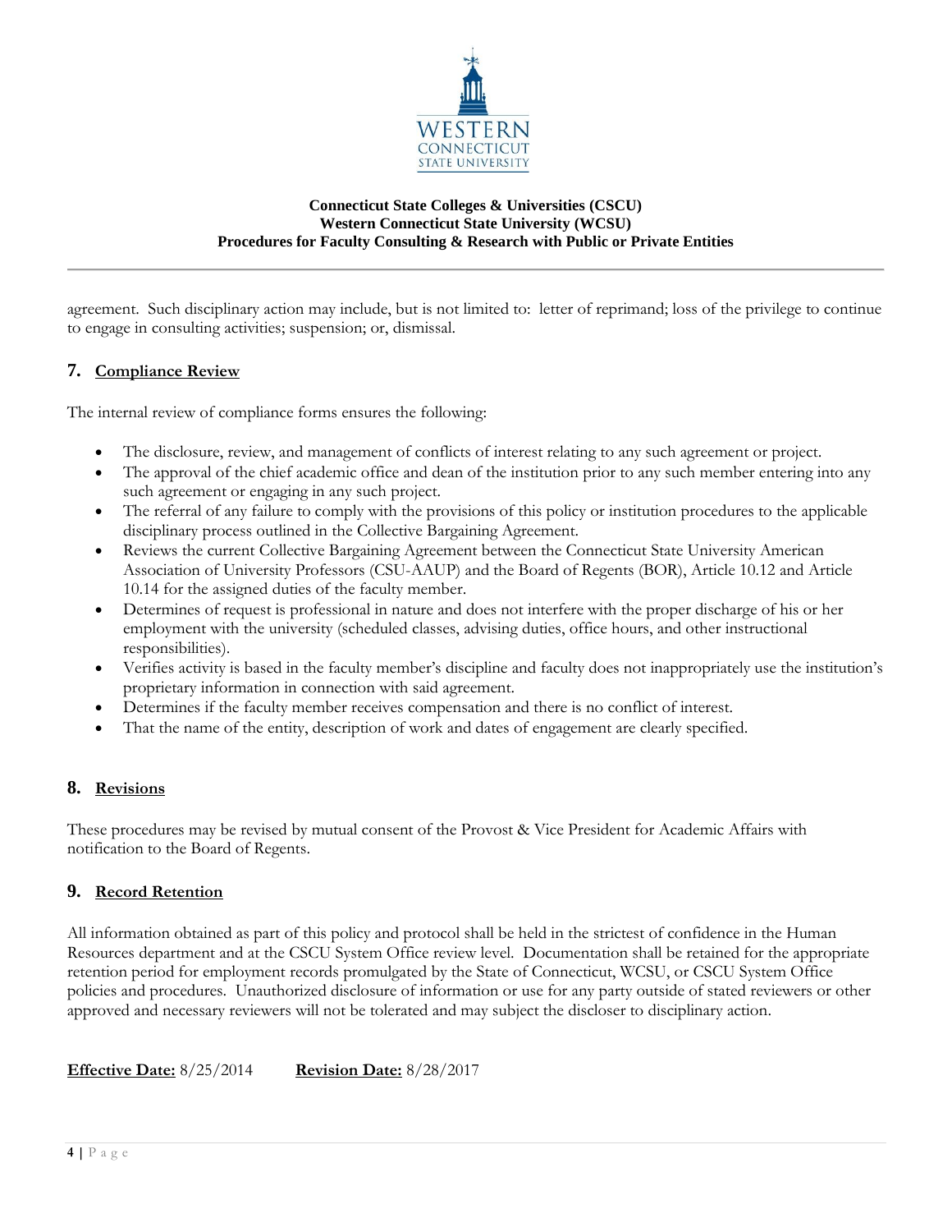agreement. Such disciplinary action may include, but is not limited to: letter of reprimand; loss of the privilege to continue to engage in consulting activities; suspension; or, dismissal.

## 7. Compliance Review

The internal review of compliance forms ensures the following:

- The disclosure, review, and management of conflicts of interest relating to any such agreement or project.
- The approval of the chief academic office and dean of the institution prior to any such member entering into any such agreement or engaging in any such project.
- The referral of any failure to comply with the provisions of this policy or institution procedures to the applicable disciplinary process outlined in the Collective Bargaining Agreement.
- Reviews the current Collective Bargaining Agreement between the Connecticut State University American Association of University Professors (CSU-AAUP) and the Board of Regents (BOR), Article 10.12 and Article 10.14 for the assigned duties of the faculty member.
- Determines of request is professional in nature and does not interfere with the proper discharge of his or her employment with the university (scheduled classes, advising duties, office hours, and other instructional responsibilities).
- Verifies activity is based in the faculty member's discipline and faculty does not inappropriately use the institution's proprietary information in connection with said agreement.
- Determines if the faculty member receives compensation and there is no conflict of interest.
- That the name of the entity, description of work and dates of engagement are clearly specified.

## 8. Revisions

These procedures may be revised by mutual consent of the Provost & Vice President for Academic Affairs with notification to the Board of Regents.

## 9. Record Retention

All information obtained as part of this policy and protocol shall be held in the strictest of confidence in the Human Resources department and at the CSCU System Office review level. Documentation shall be retained for the appropriate retention period for employment records promulgated by the State of Connecticut, WCSU, or CSCU System Office policies and procedures. Unauthorized disclosure of information or use for any party outside of stated reviewers or other approved and necessary reviewers will not be tolerated and may subject the discloser to disciplinary action.

**Effective Date:** 8/25/2014 **Revision Date:** 8/28/2017